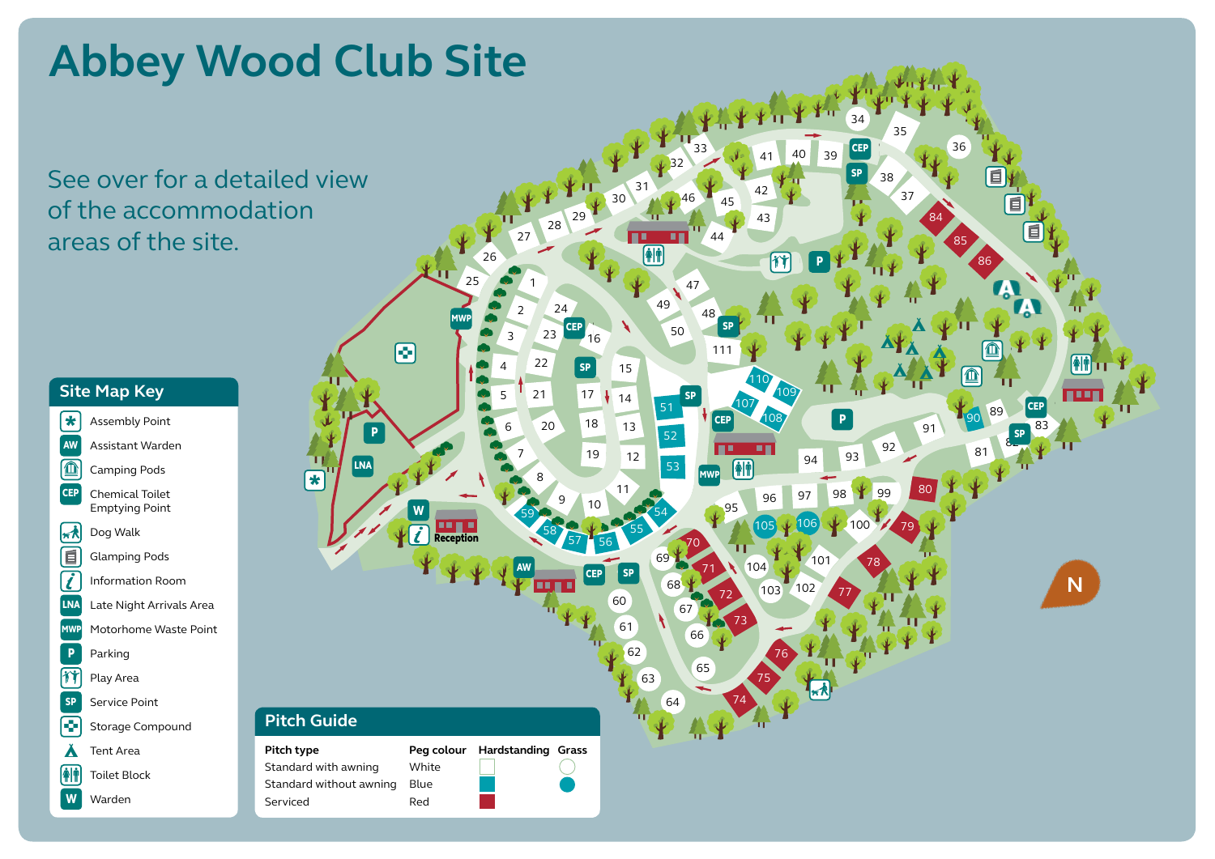# Abbey Wood Club Site

See over for a detailed view of the accommodation areas of the site.

## Site Map Key

- Assembly Point
- AW Assistant Warden
- Camping Pods
- CEP Chemical Toilet Emptying Point
- Dog Walk
- Glamping Pods
- Information Room
- LNA Late Night Arrivals Area
- MWP Motorhome Waste Point
- P Parking
- Play Area
- SP Service Point
- Storage Compound
- Tent Area
- Toilet Block
- W Warden

## Pitch Guide

| Pitch type | Peg colour | Hardstanding | Grass |
|---|---|---|---|
| Standard with awning | White | □ | ○ |
| Standard without awning | Blue | ■ | ● |
| Serviced | Red | ■ | |

Reception

N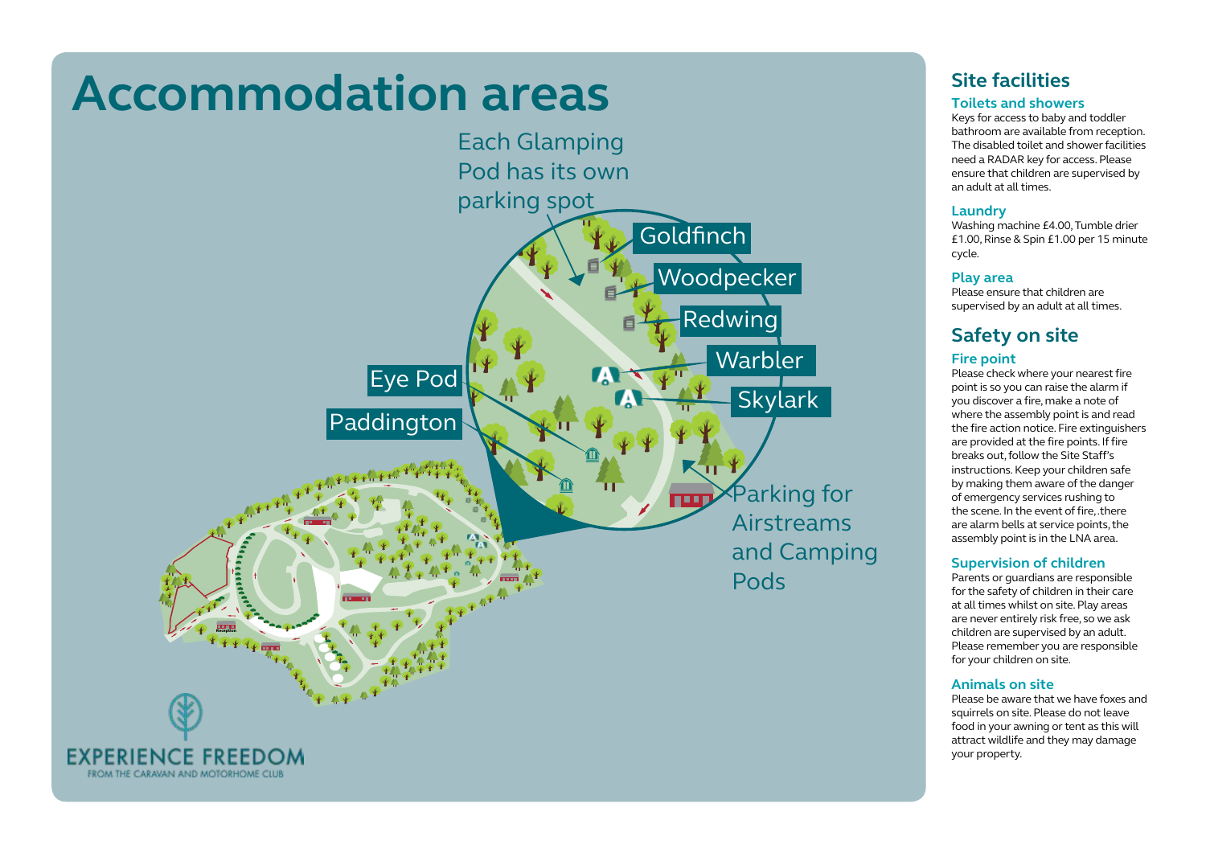# Accommodation areas

Each Glamping Pod has its own parking spot

Goldfinch

Woodpecker

Redwing

Warbler

Skylark

Eye Pod

Paddington

Parking for Airstreams and Camping Pods

Reception

EXPERIENCE FREEDOM

FROM THE CARAVAN AND MOTORHOME CLUB

## Site facilities

### Toilets and showers

Keys for access to baby and toddler bathroom are available from reception. The disabled toilet and shower facilities need a RADAR key for access. Please ensure that children are supervised by an adult at all times.

### Laundry

Washing machine £4.00, Tumble drier £1.00, Rinse & Spin £1.00 per 15 minute cycle.

### Play area

Please ensure that children are supervised by an adult at all times.

## Safety on site

### Fire point

Please check where your nearest fire point is so you can raise the alarm if you discover a fire, make a note of where the assembly point is and read the fire action notice. Fire extinguishers are provided at the fire points. If fire breaks out, follow the Site Staff's instructions. Keep your children safe by making them aware of the danger of emergency services rushing to the scene. In the event of fire, .there are alarm bells at service points, the assembly point is in the LNA area.

### Supervision of children

Parents or guardians are responsible for the safety of children in their care at all times whilst on site. Play areas are never entirely risk free, so we ask children are supervised by an adult. Please remember you are responsible for your children on site.

### Animals on site

Please be aware that we have foxes and squirrels on site. Please do not leave food in your awning or tent as this will attract wildlife and they may damage your property.